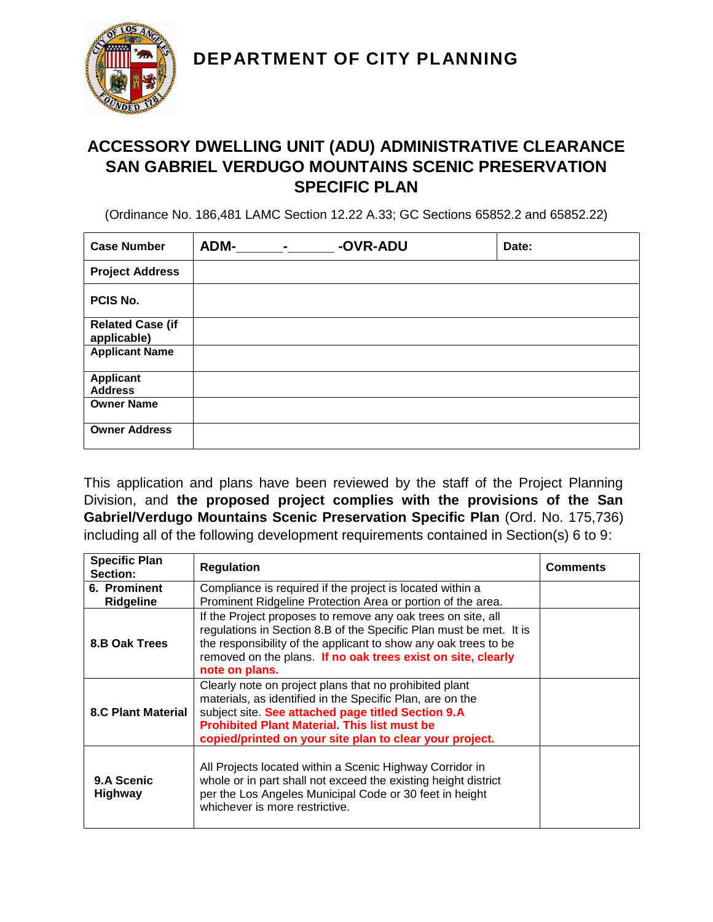# DEPARTMENT OF CITY PLANNING

## ACCESSORY DWELLING UNIT (ADU) ADMINISTRATIVE CLEARANCE SAN GABRIEL VERDUGO MOUNTAINS SCENIC PRESERVATION SPECIFIC PLAN

(Ordinance No. 186,481 LAMC Section 12.22 A.33; GC Sections 65852.2 and 65852.22)

| **Case Number** | **ADM-______-______ -OVR-ADU** | **Date:** |
|---|---|---|
| **Project Address** | | |
| **PCIS No.** | | |
| **Related Case (if applicable)** | | |
| **Applicant Name** | | |
| **Applicant Address** | | |
| **Owner Name** | | |
| **Owner Address** | | |

This application and plans have been reviewed by the staff of the Project Planning Division, and **the proposed project complies with the provisions of the San Gabriel/Verdugo Mountains Scenic Preservation Specific Plan** (Ord. No. 175,736) including all of the following development requirements contained in Section(s) 6 to 9:

| **Specific Plan Section:** | **Regulation** | **Comments** |
|---|---|---|
| **6. Prominent Ridgeline** | Compliance is required if the project is located within a Prominent Ridgeline Protection Area or portion of the area. | |
| **8.B Oak Trees** | If the Project proposes to remove any oak trees on site, all regulations in Section 8.B of the Specific Plan must be met. It is the responsibility of the applicant to show any oak trees to be removed on the plans. **If no oak trees exist on site, clearly note on plans.** | |
| **8.C Plant Material** | Clearly note on project plans that no prohibited plant materials, as identified in the Specific Plan, are on the subject site. **See attached page titled Section 9.A Prohibited Plant Material. This list must be copied/printed on your site plan to clear your project.** | |
| **9.A Scenic Highway** | All Projects located within a Scenic Highway Corridor in whole or in part shall not exceed the existing height district per the Los Angeles Municipal Code or 30 feet in height whichever is more restrictive. | |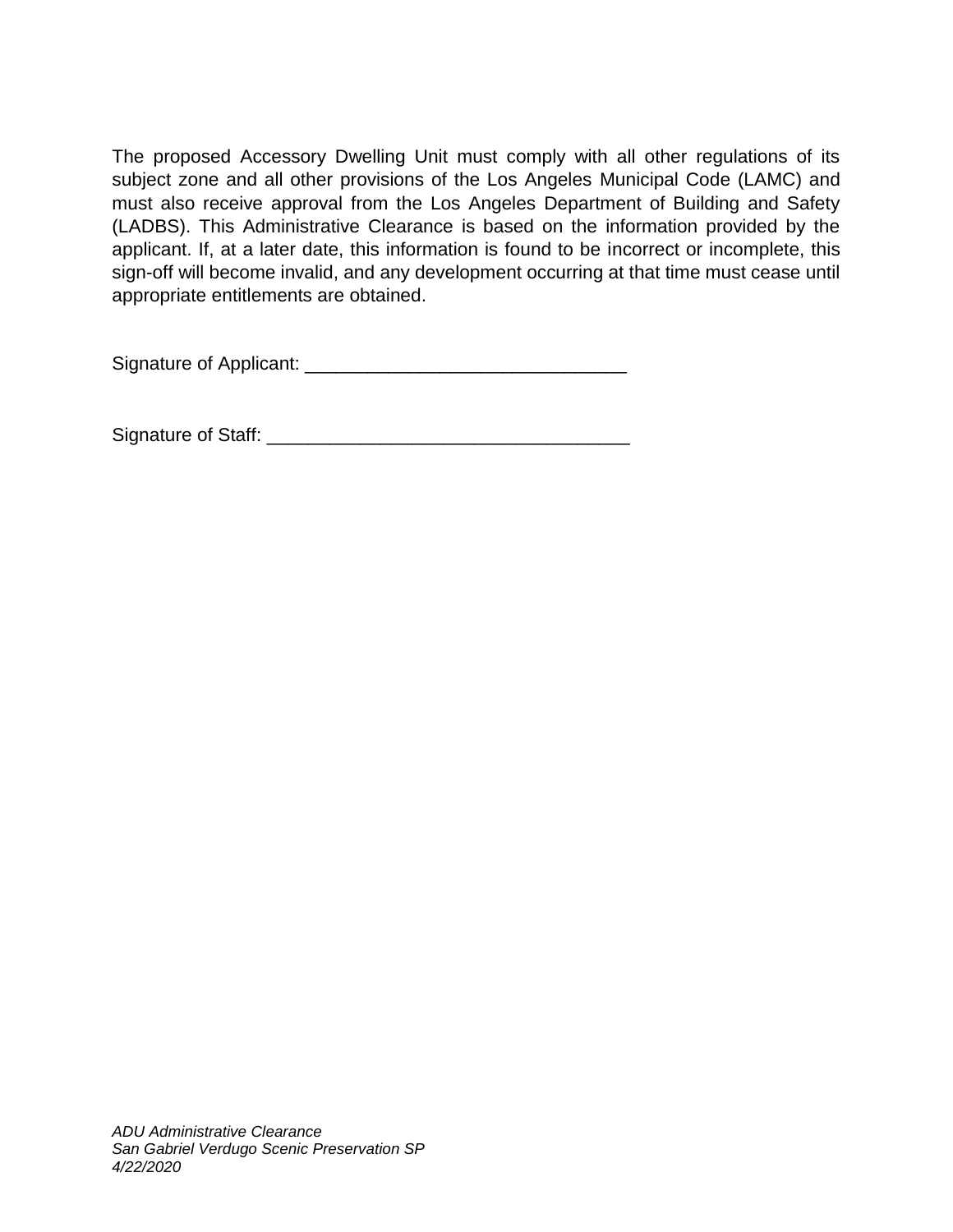The proposed Accessory Dwelling Unit must comply with all other regulations of its subject zone and all other provisions of the Los Angeles Municipal Code (LAMC) and must also receive approval from the Los Angeles Department of Building and Safety (LADBS). This Administrative Clearance is based on the information provided by the applicant. If, at a later date, this information is found to be incorrect or incomplete, this sign-off will become invalid, and any development occurring at that time must cease until appropriate entitlements are obtained.

Signature of Applicant: _______________________________

Signature of Staff: __________________________________